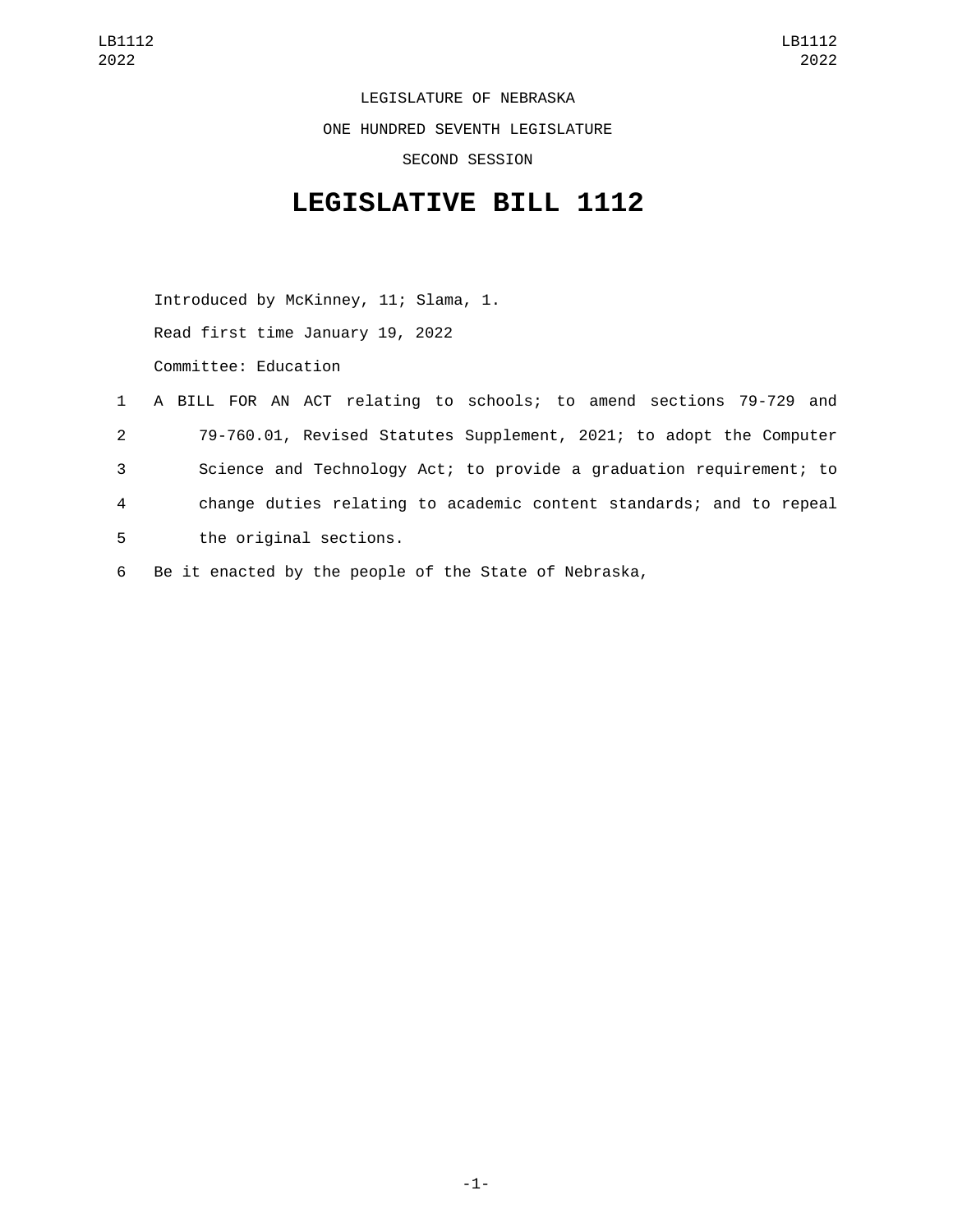LEGISLATURE OF NEBRASKA

ONE HUNDRED SEVENTH LEGISLATURE

SECOND SESSION

# LEGISLATIVE BILL 1112

Introduced by McKinney, 11; Slama, 1.

Read first time January 19, 2022

Committee: Education

1 A BILL FOR AN ACT relating to schools; to amend sections 79-729 and
2 79-760.01, Revised Statutes Supplement, 2021; to adopt the Computer
3 Science and Technology Act; to provide a graduation requirement; to
4 change duties relating to academic content standards; and to repeal
5 the original sections.

6 Be it enacted by the people of the State of Nebraska,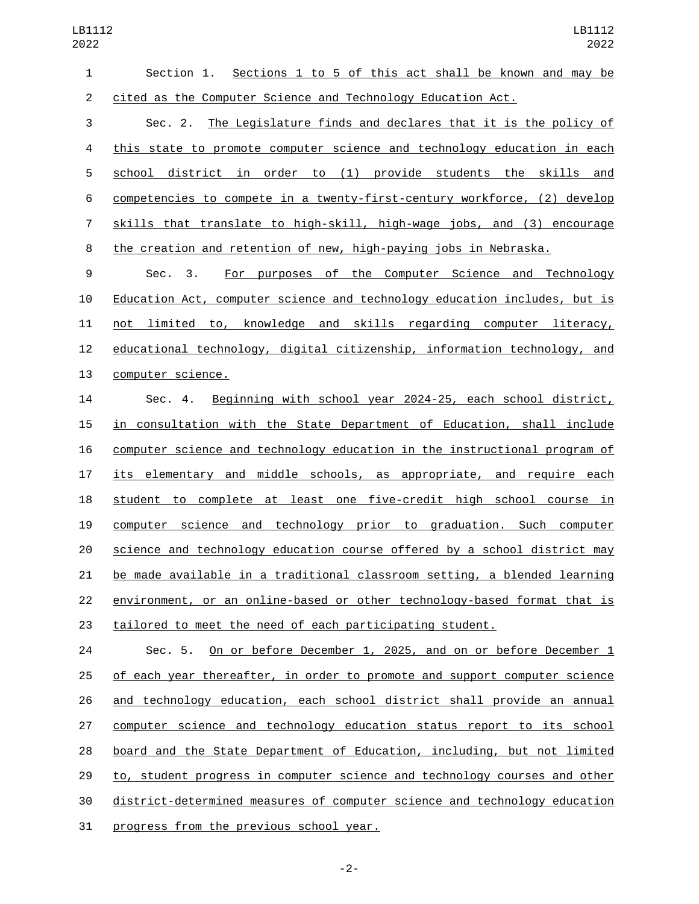Section 1. Sections 1 to 5 of this act shall be known and may be cited as the Computer Science and Technology Education Act.

Sec. 2. The Legislature finds and declares that it is the policy of this state to promote computer science and technology education in each school district in order to (1) provide students the skills and competencies to compete in a twenty-first-century workforce, (2) develop skills that translate to high-skill, high-wage jobs, and (3) encourage the creation and retention of new, high-paying jobs in Nebraska.

Sec. 3. For purposes of the Computer Science and Technology Education Act, computer science and technology education includes, but is not limited to, knowledge and skills regarding computer literacy, educational technology, digital citizenship, information technology, and computer science.

Sec. 4. Beginning with school year 2024-25, each school district, in consultation with the State Department of Education, shall include computer science and technology education in the instructional program of its elementary and middle schools, as appropriate, and require each student to complete at least one five-credit high school course in computer science and technology prior to graduation. Such computer science and technology education course offered by a school district may be made available in a traditional classroom setting, a blended learning environment, or an online-based or other technology-based format that is tailored to meet the need of each participating student.

Sec. 5. On or before December 1, 2025, and on or before December 1 of each year thereafter, in order to promote and support computer science and technology education, each school district shall provide an annual computer science and technology education status report to its school board and the State Department of Education, including, but not limited to, student progress in computer science and technology courses and other district-determined measures of computer science and technology education progress from the previous school year.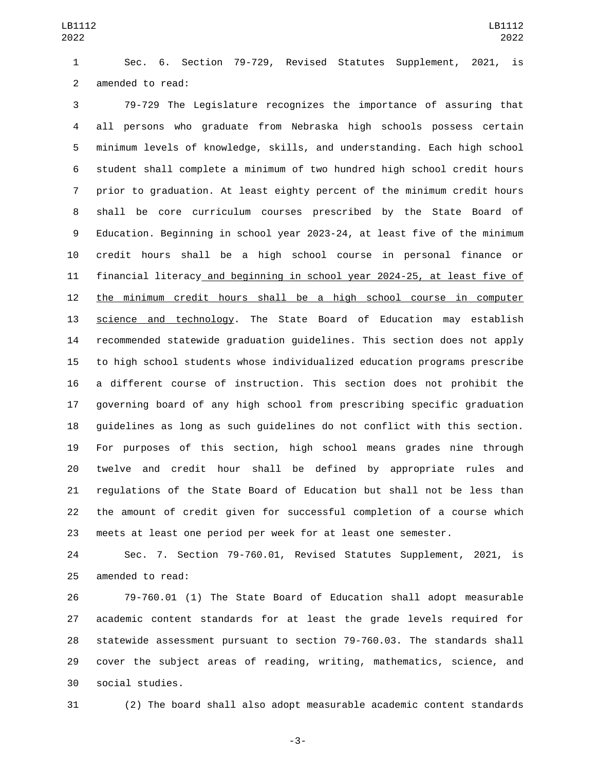Sec. 6. Section 79-729, Revised Statutes Supplement, 2021, is amended to read:

79-729 The Legislature recognizes the importance of assuring that all persons who graduate from Nebraska high schools possess certain minimum levels of knowledge, skills, and understanding. Each high school student shall complete a minimum of two hundred high school credit hours prior to graduation. At least eighty percent of the minimum credit hours shall be core curriculum courses prescribed by the State Board of Education. Beginning in school year 2023-24, at least five of the minimum credit hours shall be a high school course in personal finance or financial literacy and beginning in school year 2024-25, at least five of the minimum credit hours shall be a high school course in computer science and technology. The State Board of Education may establish recommended statewide graduation guidelines. This section does not apply to high school students whose individualized education programs prescribe a different course of instruction. This section does not prohibit the governing board of any high school from prescribing specific graduation guidelines as long as such guidelines do not conflict with this section. For purposes of this section, high school means grades nine through twelve and credit hour shall be defined by appropriate rules and regulations of the State Board of Education but shall not be less than the amount of credit given for successful completion of a course which meets at least one period per week for at least one semester.

Sec. 7. Section 79-760.01, Revised Statutes Supplement, 2021, is amended to read:

79-760.01 (1) The State Board of Education shall adopt measurable academic content standards for at least the grade levels required for statewide assessment pursuant to section 79-760.03. The standards shall cover the subject areas of reading, writing, mathematics, science, and social studies.

(2) The board shall also adopt measurable academic content standards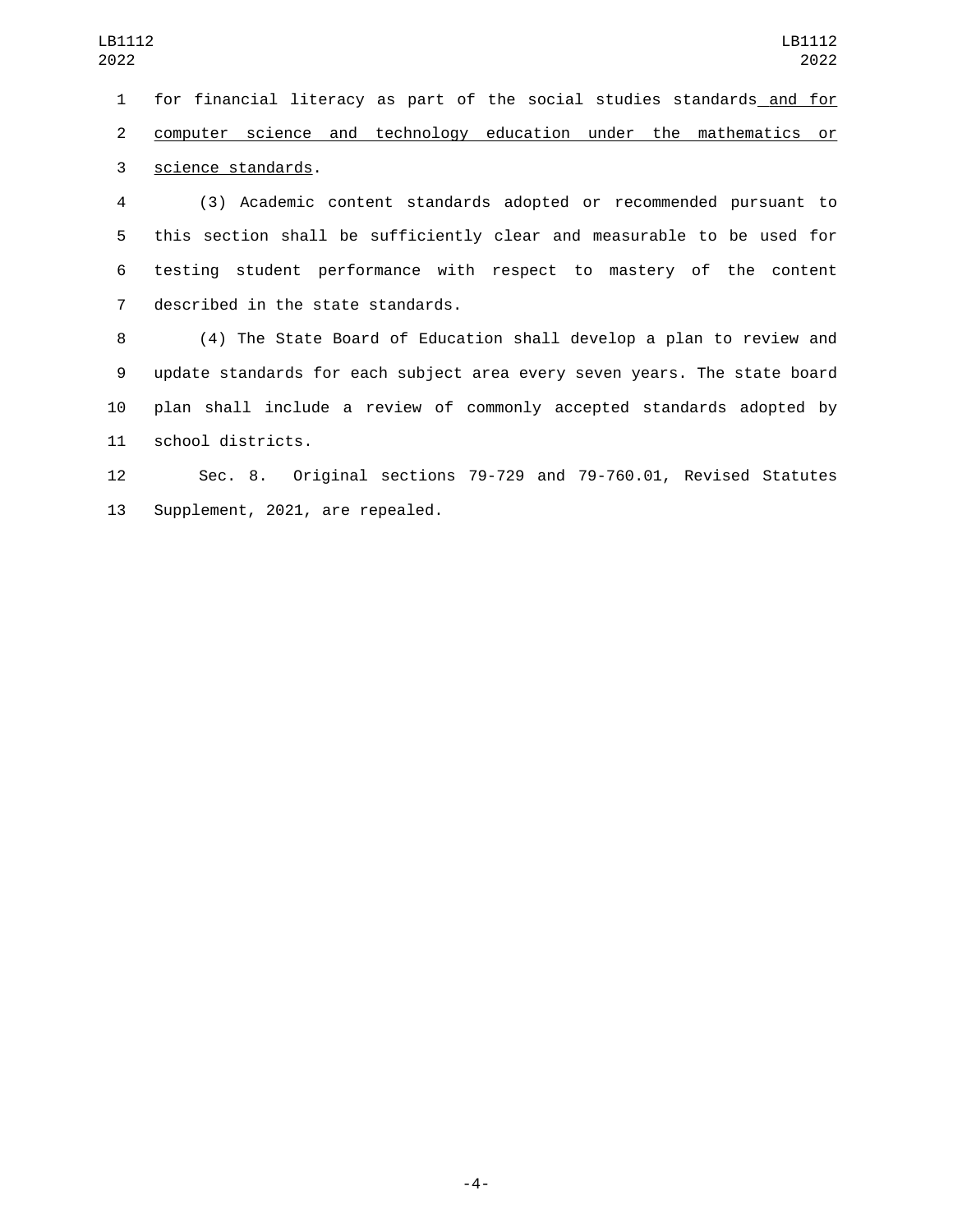for financial literacy as part of the social studies standards and for computer science and technology education under the mathematics or science standards.

(3) Academic content standards adopted or recommended pursuant to this section shall be sufficiently clear and measurable to be used for testing student performance with respect to mastery of the content described in the state standards.

(4) The State Board of Education shall develop a plan to review and update standards for each subject area every seven years. The state board plan shall include a review of commonly accepted standards adopted by school districts.

Sec. 8. Original sections 79-729 and 79-760.01, Revised Statutes Supplement, 2021, are repealed.